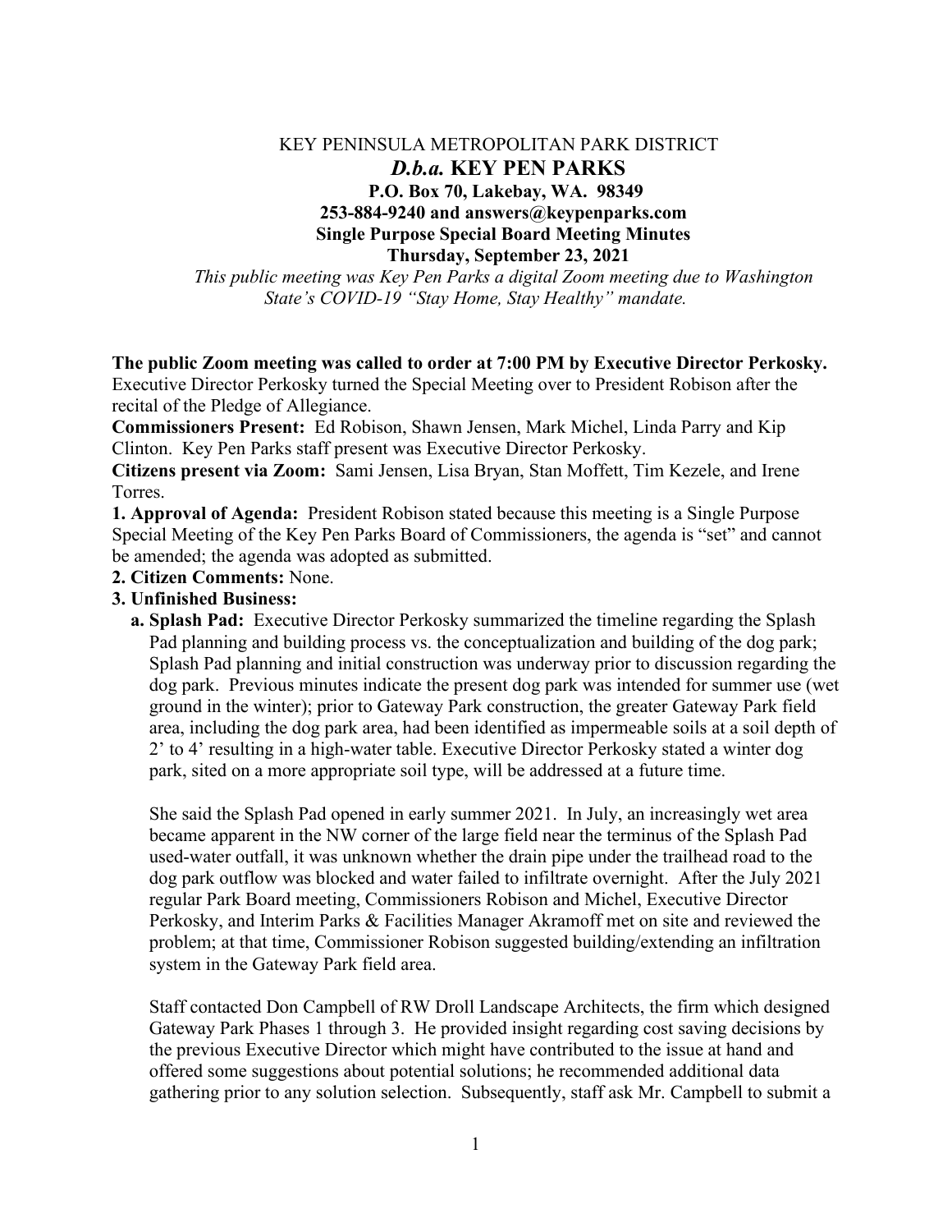KEY PENINSULA METROPOLITAN PARK DISTRICT

# *D.b.a.* KEY PEN PARKS

**P.O. Box 70, Lakebay, WA. 98349**
**253-884-9240 and answers@keypenparks.com**
**Single Purpose Special Board Meeting Minutes**
**Thursday, September 23, 2021**

*This public meeting was Key Pen Parks a digital Zoom meeting due to Washington State's COVID-19 "Stay Home, Stay Healthy" mandate.*

**The public Zoom meeting was called to order at 7:00 PM by Executive Director Perkosky.** Executive Director Perkosky turned the Special Meeting over to President Robison after the recital of the Pledge of Allegiance.

**Commissioners Present:** Ed Robison, Shawn Jensen, Mark Michel, Linda Parry and Kip Clinton. Key Pen Parks staff present was Executive Director Perkosky.

**Citizens present via Zoom:** Sami Jensen, Lisa Bryan, Stan Moffett, Tim Kezele, and Irene Torres.

**1. Approval of Agenda:** President Robison stated because this meeting is a Single Purpose Special Meeting of the Key Pen Parks Board of Commissioners, the agenda is "set" and cannot be amended; the agenda was adopted as submitted.

**2. Citizen Comments:** None.

**3. Unfinished Business:**

**a. Splash Pad:** Executive Director Perkosky summarized the timeline regarding the Splash Pad planning and building process vs. the conceptualization and building of the dog park; Splash Pad planning and initial construction was underway prior to discussion regarding the dog park. Previous minutes indicate the present dog park was intended for summer use (wet ground in the winter); prior to Gateway Park construction, the greater Gateway Park field area, including the dog park area, had been identified as impermeable soils at a soil depth of 2' to 4' resulting in a high-water table. Executive Director Perkosky stated a winter dog park, sited on a more appropriate soil type, will be addressed at a future time.

She said the Splash Pad opened in early summer 2021. In July, an increasingly wet area became apparent in the NW corner of the large field near the terminus of the Splash Pad used-water outfall, it was unknown whether the drain pipe under the trailhead road to the dog park outflow was blocked and water failed to infiltrate overnight. After the July 2021 regular Park Board meeting, Commissioners Robison and Michel, Executive Director Perkosky, and Interim Parks & Facilities Manager Akramoff met on site and reviewed the problem; at that time, Commissioner Robison suggested building/extending an infiltration system in the Gateway Park field area.

Staff contacted Don Campbell of RW Droll Landscape Architects, the firm which designed Gateway Park Phases 1 through 3. He provided insight regarding cost saving decisions by the previous Executive Director which might have contributed to the issue at hand and offered some suggestions about potential solutions; he recommended additional data gathering prior to any solution selection. Subsequently, staff ask Mr. Campbell to submit a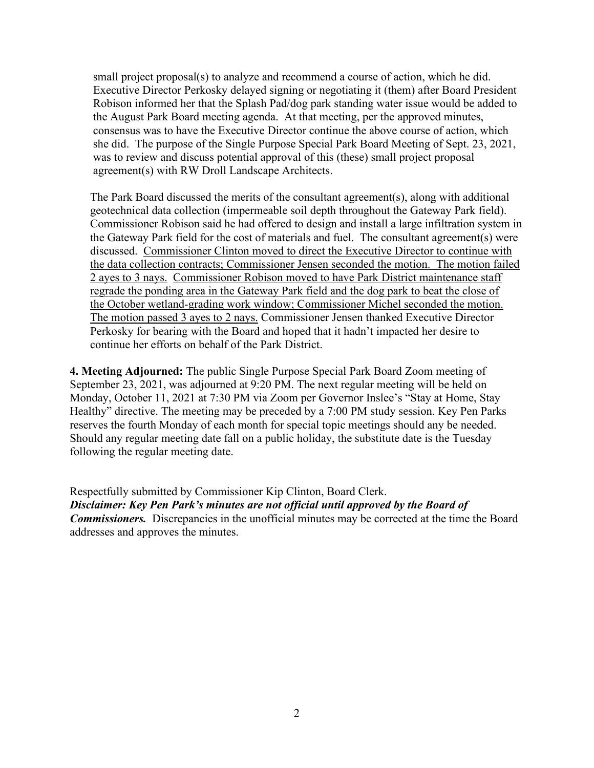small project proposal(s) to analyze and recommend a course of action, which he did. Executive Director Perkosky delayed signing or negotiating it (them) after Board President Robison informed her that the Splash Pad/dog park standing water issue would be added to the August Park Board meeting agenda. At that meeting, per the approved minutes, consensus was to have the Executive Director continue the above course of action, which she did. The purpose of the Single Purpose Special Park Board Meeting of Sept. 23, 2021, was to review and discuss potential approval of this (these) small project proposal agreement(s) with RW Droll Landscape Architects.

The Park Board discussed the merits of the consultant agreement(s), along with additional geotechnical data collection (impermeable soil depth throughout the Gateway Park field). Commissioner Robison said he had offered to design and install a large infiltration system in the Gateway Park field for the cost of materials and fuel. The consultant agreement(s) were discussed. <u>Commissioner Clinton moved to direct the Executive Director to continue with the data collection contracts; Commissioner Jensen seconded the motion. The motion failed 2 ayes to 3 nays.</u> <u>Commissioner Robison moved to have Park District maintenance staff regrade the ponding area in the Gateway Park field and the dog park to beat the close of the October wetland-grading work window; Commissioner Michel seconded the motion. The motion passed 3 ayes to 2 nays.</u> Commissioner Jensen thanked Executive Director Perkosky for bearing with the Board and hoped that it hadn't impacted her desire to continue her efforts on behalf of the Park District.

**4. Meeting Adjourned:** The public Single Purpose Special Park Board Zoom meeting of September 23, 2021, was adjourned at 9:20 PM. The next regular meeting will be held on Monday, October 11, 2021 at 7:30 PM via Zoom per Governor Inslee's "Stay at Home, Stay Healthy" directive. The meeting may be preceded by a 7:00 PM study session. Key Pen Parks reserves the fourth Monday of each month for special topic meetings should any be needed. Should any regular meeting date fall on a public holiday, the substitute date is the Tuesday following the regular meeting date.

Respectfully submitted by Commissioner Kip Clinton, Board Clerk.
***Disclaimer: Key Pen Park's minutes are not official until approved by the Board of Commissioners.*** Discrepancies in the unofficial minutes may be corrected at the time the Board addresses and approves the minutes.